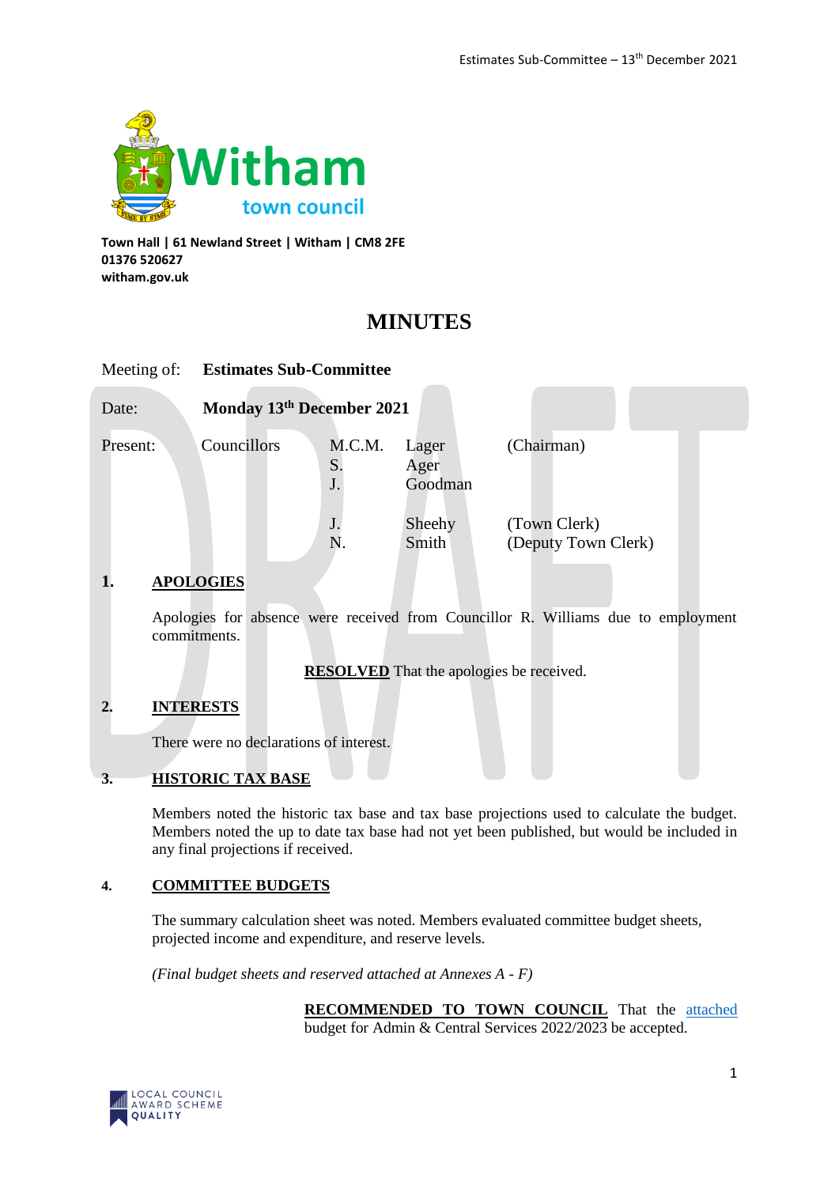Witham town council

**Town Hall | 61 Newland Street | Witham | CM8 2FE**
**01376 520627**
**witham.gov.uk**

# MINUTES

Meeting of: **Estimates Sub-Committee**

Date: **Monday 13th December 2021**

| Present: | Councillors | M.C.M. | Lager | (Chairman) |
|---|---|---|---|---|
| | | S. | Ager | |
| | | J. | Goodman | |
| | | J. | Sheehy | (Town Clerk) |
| | | N. | Smith | (Deputy Town Clerk) |

## 1. APOLOGIES

Apologies for absence were received from Councillor R. Williams due to employment commitments.

**RESOLVED** That the apologies be received.

## 2. INTERESTS

There were no declarations of interest.

## 3. HISTORIC TAX BASE

Members noted the historic tax base and tax base projections used to calculate the budget. Members noted the up to date tax base had not yet been published, but would be included in any final projections if received.

## 4. COMMITTEE BUDGETS

The summary calculation sheet was noted. Members evaluated committee budget sheets, projected income and expenditure, and reserve levels.

*(Final budget sheets and reserved attached at Annexes A - F)*

**RECOMMENDED TO TOWN COUNCIL** That the attached budget for Admin & Central Services 2022/2023 be accepted.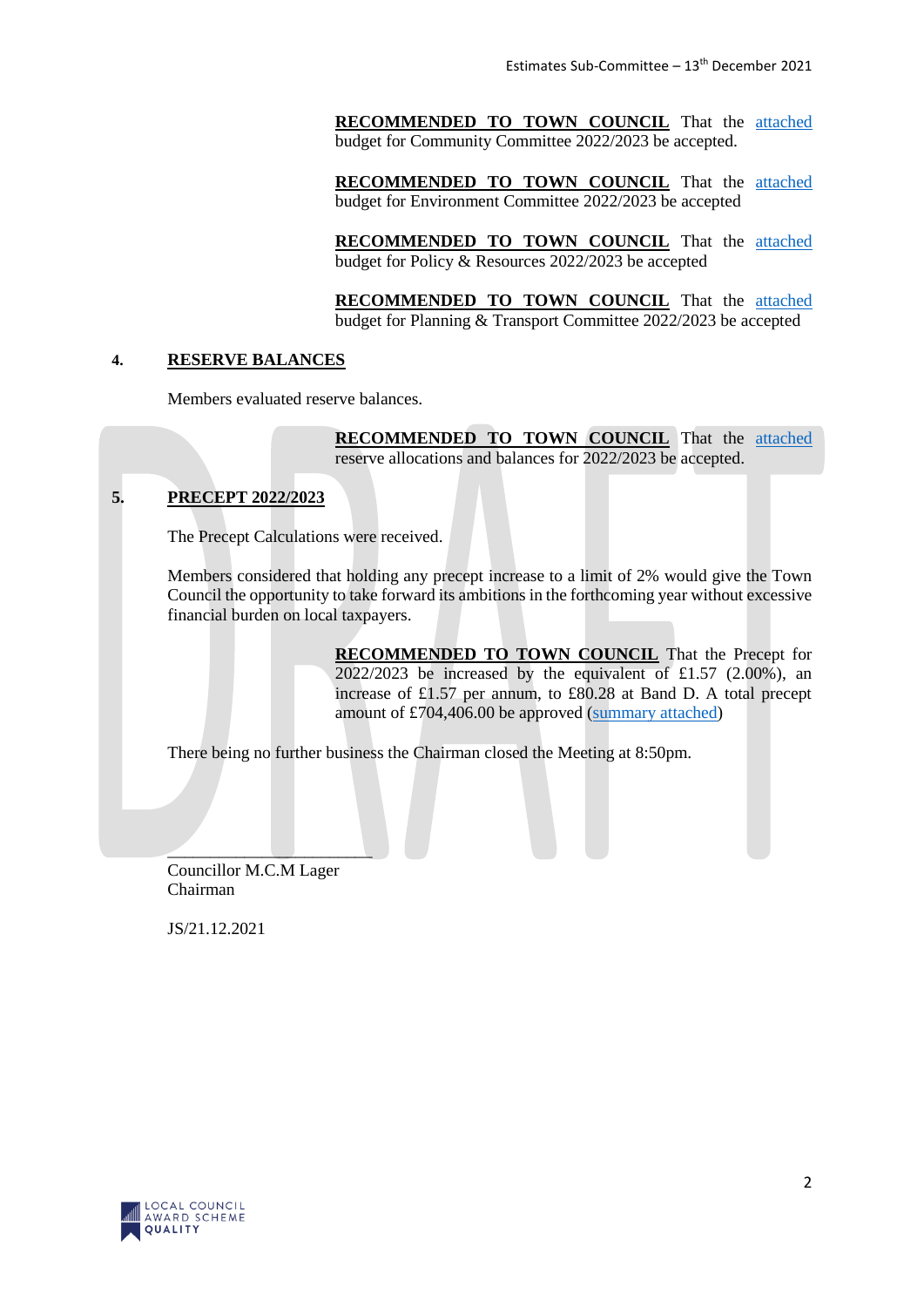**RECOMMENDED TO TOWN COUNCIL** That the attached budget for Community Committee 2022/2023 be accepted.

**RECOMMENDED TO TOWN COUNCIL** That the attached budget for Environment Committee 2022/2023 be accepted

**RECOMMENDED TO TOWN COUNCIL** That the attached budget for Policy & Resources 2022/2023 be accepted

**RECOMMENDED TO TOWN COUNCIL** That the attached budget for Planning & Transport Committee 2022/2023 be accepted

## 4. RESERVE BALANCES

Members evaluated reserve balances.

**RECOMMENDED TO TOWN COUNCIL** That the attached reserve allocations and balances for 2022/2023 be accepted.

## 5. PRECEPT 2022/2023

The Precept Calculations were received.

Members considered that holding any precept increase to a limit of 2% would give the Town Council the opportunity to take forward its ambitions in the forthcoming year without excessive financial burden on local taxpayers.

**RECOMMENDED TO TOWN COUNCIL** That the Precept for 2022/2023 be increased by the equivalent of £1.57 (2.00%), an increase of £1.57 per annum, to £80.28 at Band D. A total precept amount of £704,406.00 be approved (summary attached)

There being no further business the Chairman closed the Meeting at 8:50pm.

\_\_\_\_\_\_\_\_\_\_\_\_\_\_\_\_\_\_\_\_\_\_\_\_\_\_\_\_\_\_

Councillor M.C.M Lager
Chairman

JS/21.12.2021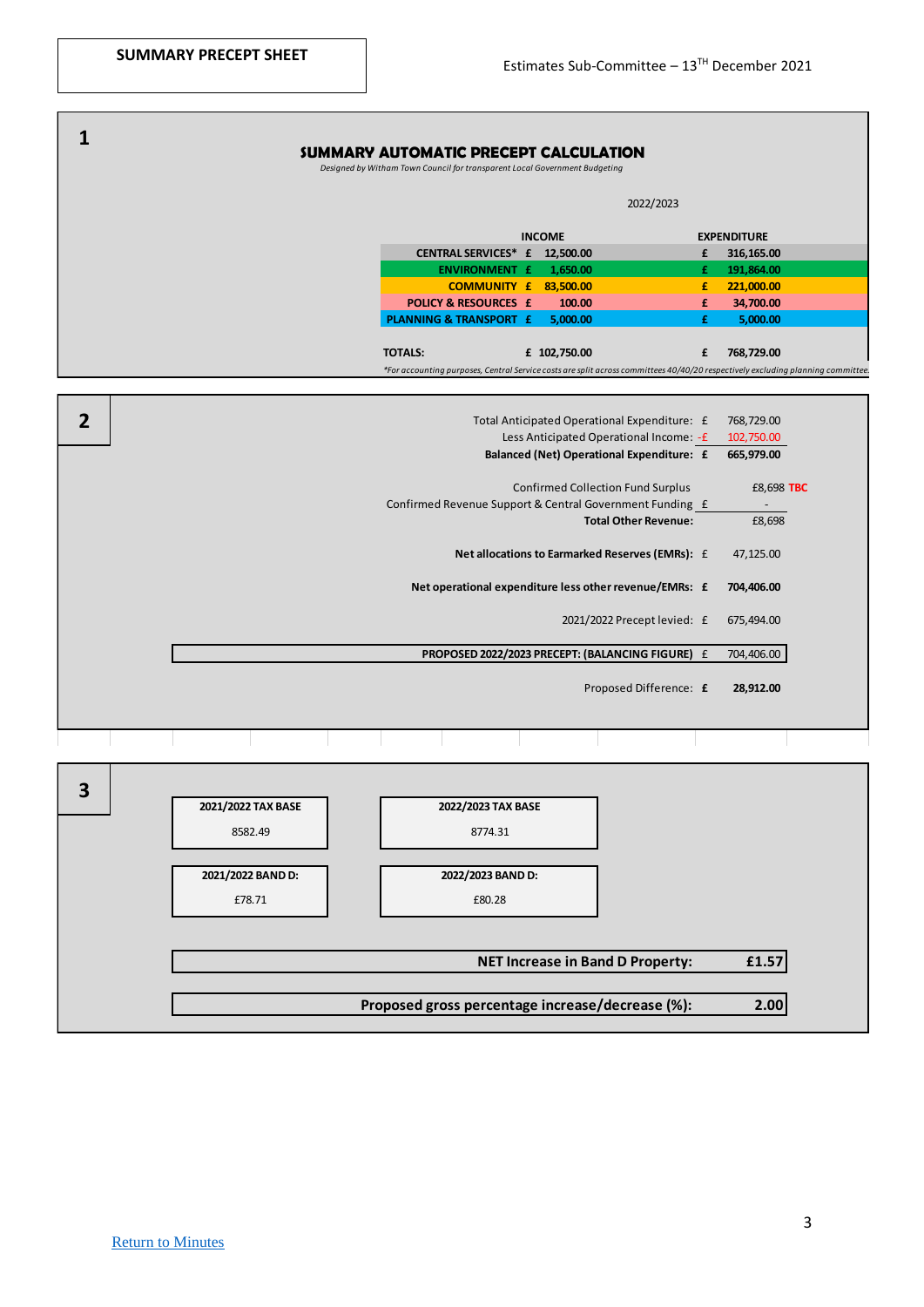**SUMMARY PRECEPT SHEET**

Estimates Sub-Committee – 13TH December 2021

## 1

### SUMMARY AUTOMATIC PRECEPT CALCULATION

*Designed by Witham Town Council for transparent Local Government Budgeting*

2022/2023

| | INCOME | EXPENDITURE |
|---|---|---|
| CENTRAL SERVICES* | £ 12,500.00 | £ 316,165.00 |
| ENVIRONMENT | £ 1,650.00 | £ 191,864.00 |
| COMMUNITY | £ 83,500.00 | £ 221,000.00 |
| POLICY & RESOURCES | £ 100.00 | £ 34,700.00 |
| PLANNING & TRANSPORT | £ 5,000.00 | £ 5,000.00 |
| TOTALS: | £ 102,750.00 | £ 768,729.00 |

*For accounting purposes, Central Service costs are split across committees 40/40/20 respectively excluding planning committee.

## 2

| | |
|---|---|
| Total Anticipated Operational Expenditure: | £ 768,729.00 |
| Less Anticipated Operational Income: | -£ 102,750.00 |
| **Balanced (Net) Operational Expenditure:** | **£ 665,979.00** |
| Confirmed Collection Fund Surplus | £8,698 TBC |
| Confirmed Revenue Support & Central Government Funding | £ - |
| **Total Other Revenue:** | £8,698 |
| **Net allocations to Earmarked Reserves (EMRs):** | £ 47,125.00 |
| **Net operational expenditure less other revenue/EMRs:** | **£ 704,406.00** |
| 2021/2022 Precept levied: | £ 675,494.00 |
| **PROPOSED 2022/2023 PRECEPT: (BALANCING FIGURE)** | £ 704,406.00 |
| Proposed Difference: | **£ 28,912.00** |

## 3

| | |
|---|---|
| **2021/2022 TAX BASE** | **2022/2023 TAX BASE** |
| 8582.49 | 8774.31 |
| **2021/2022 BAND D:** | **2022/2023 BAND D:** |
| £78.71 | £80.28 |

**NET Increase in Band D Property: £1.57**

**Proposed gross percentage increase/decrease (%): 2.00**

[Return to Minutes](#)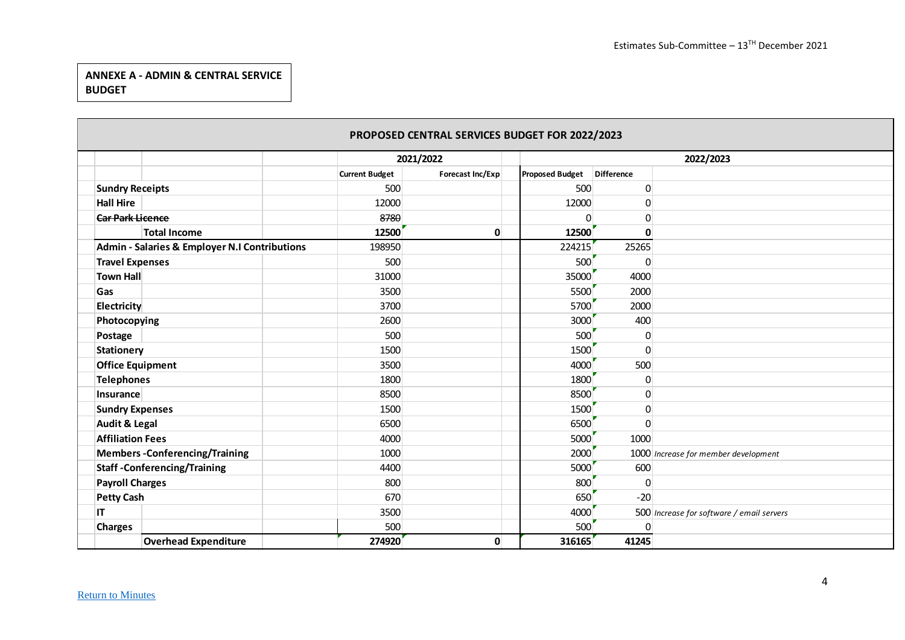**ANNEXE A - ADMIN & CENTRAL SERVICE BUDGET**

| PROPOSED CENTRAL SERVICES BUDGET FOR 2022/2023 | | | | | |
|---|---|---|---|---|---|
| | 2021/2022 | | 2022/2023 | | |
| | Current Budget | Forecast Inc/Exp | Proposed Budget | Difference | |
| **Sundry Receipts** | 500 | | 500 | 0 | |
| **Hall Hire** | 12000 | | 12000 | 0 | |
| ~~**Car Park Licence**~~ | ~~8780~~ | | 0 | 0 | |
| **Total Income** | **12500** | **0** | **12500** | **0** | |
| **Admin - Salaries & Employer N.I Contributions** | 198950 | | 224215 | 25265 | |
| **Travel Expenses** | 500 | | 500 | 0 | |
| **Town Hall** | 31000 | | 35000 | 4000 | |
| **Gas** | 3500 | | 5500 | 2000 | |
| **Electricity** | 3700 | | 5700 | 2000 | |
| **Photocopying** | 2600 | | 3000 | 400 | |
| **Postage** | 500 | | 500 | 0 | |
| **Stationery** | 1500 | | 1500 | 0 | |
| **Office Equipment** | 3500 | | 4000 | 500 | |
| **Telephones** | 1800 | | 1800 | 0 | |
| **Insurance** | 8500 | | 8500 | 0 | |
| **Sundry Expenses** | 1500 | | 1500 | 0 | |
| **Audit & Legal** | 6500 | | 6500 | 0 | |
| **Affiliation Fees** | 4000 | | 5000 | 1000 | |
| **Members -Conferencing/Training** | 1000 | | 2000 | 1000 | *Increase for member development* |
| **Staff -Conferencing/Training** | 4400 | | 5000 | 600 | |
| **Payroll Charges** | 800 | | 800 | 0 | |
| **Petty Cash** | 670 | | 650 | -20 | |
| **IT** | 3500 | | 4000 | 500 | *Increase for software / email servers* |
| **Charges** | 500 | | 500 | 0 | |
| **Overhead Expenditure** | **274920** | **0** | **316165** | **41245** | |

Return to Minutes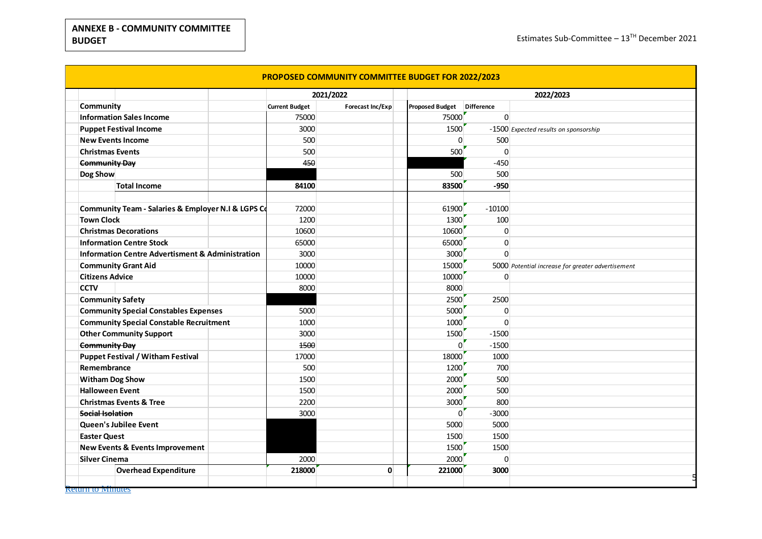**ANNEXE B - COMMUNITY COMMITTEE BUDGET**

Estimates Sub-Committee – 13TH December 2021

| PROPOSED COMMUNITY COMMITTEE BUDGET FOR 2022/2023 | | | | | |
|---|---|---|---|---|---|
| | 2021/2022 | | 2022/2023 | | |
| **Community** | **Current Budget** | **Forecast Inc/Exp** | **Proposed Budget** | **Difference** | |
| **Information Sales Income** | 75000 | | 75000 | 0 | |
| **Puppet Festival Income** | 3000 | | 1500 | -1500 | *Expected results on sponsorship* |
| **New Events Income** | 500 | | 0 | 500 | |
| **Christmas Events** | 500 | | 500 | 0 | |
| ~~**Community Day**~~ | ~~450~~ | | | -450 | |
| **Dog Show** | | | 500 | 500 | |
| **Total Income** | **84100** | | **83500** | **-950** | |
| | | | | | |
| **Community Team - Salaries & Employer N.I & LGPS Co** | 72000 | | 61900 | -10100 | |
| **Town Clock** | 1200 | | 1300 | 100 | |
| **Christmas Decorations** | 10600 | | 10600 | 0 | |
| **Information Centre Stock** | 65000 | | 65000 | 0 | |
| **Information Centre Advertisment & Administration** | 3000 | | 3000 | 0 | |
| **Community Grant Aid** | 10000 | | 15000 | 5000 | *Potential increase for greater advertisement* |
| **Citizens Advice** | 10000 | | 10000 | 0 | |
| **CCTV** | 8000 | | 8000 | | |
| **Community Safety** | | | 2500 | 2500 | |
| **Community Special Constables Expenses** | 5000 | | 5000 | 0 | |
| **Community Special Constable Recruitment** | 1000 | | 1000 | 0 | |
| **Other Community Support** | 3000 | | 1500 | -1500 | |
| ~~**Community Day**~~ | ~~1500~~ | | 0 | -1500 | |
| **Puppet Festival / Witham Festival** | 17000 | | 18000 | 1000 | |
| **Remembrance** | 500 | | 1200 | 700 | |
| **Witham Dog Show** | 1500 | | 2000 | 500 | |
| **Halloween Event** | 1500 | | 2000 | 500 | |
| **Christmas Events & Tree** | 2200 | | 3000 | 800 | |
| ~~**Social Isolation**~~ | 3000 | | 0 | -3000 | |
| **Queen's Jubilee Event** | | | 5000 | 5000 | |
| **Easter Quest** | | | 1500 | 1500 | |
| **New Events & Events Improvement** | | | 1500 | 1500 | |
| **Silver Cinema** | 2000 | | 2000 | 0 | |
| **Overhead Expenditure** | **218000** | **0** | **221000** | **3000** | |

Return to Minutes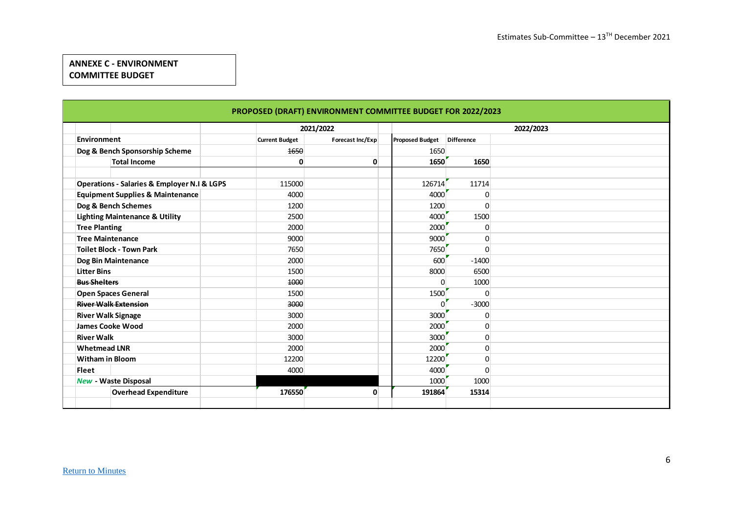**ANNEXE C - ENVIRONMENT COMMITTEE BUDGET**

| PROPOSED (DRAFT) ENVIRONMENT COMMITTEE BUDGET FOR 2022/2023 | | | | | |
|---|---|---|---|---|---|
| | 2021/2022 | | 2022/2023 | | |
| **Environment** | Current Budget | Forecast Inc/Exp | Proposed Budget | Difference | |
| **Dog & Bench Sponsorship Scheme** | ~~1650~~ | | 1650 | | |
| **Total Income** | **0** | **0** | **1650** | **1650** | |
| | | | | | |
| **Operations - Salaries & Employer N.I & LGPS** | 115000 | | 126714 | 11714 | |
| **Equipment Supplies & Maintenance** | 4000 | | 4000 | 0 | |
| **Dog & Bench Schemes** | 1200 | | 1200 | 0 | |
| **Lighting Maintenance & Utility** | 2500 | | 4000 | 1500 | |
| **Tree Planting** | 2000 | | 2000 | 0 | |
| **Tree Maintenance** | 9000 | | 9000 | 0 | |
| **Toilet Block - Town Park** | 7650 | | 7650 | 0 | |
| **Dog Bin Maintenance** | 2000 | | 600 | -1400 | |
| **Litter Bins** | 1500 | | 8000 | 6500 | |
| ~~**Bus Shelters**~~ | ~~1000~~ | | 0 | 1000 | |
| **Open Spaces General** | 1500 | | 1500 | 0 | |
| ~~**River Walk Extension**~~ | ~~3000~~ | | 0 | -3000 | |
| **River Walk Signage** | 3000 | | 3000 | 0 | |
| **James Cooke Wood** | 2000 | | 2000 | 0 | |
| **River Walk** | 3000 | | 3000 | 0 | |
| **Whetmead LNR** | 2000 | | 2000 | 0 | |
| **Witham in Bloom** | 12200 | | 12200 | 0 | |
| **Fleet** | 4000 | | 4000 | 0 | |
| ***New*** **- Waste Disposal** | | | 1000 | 1000 | |
| **Overhead Expenditure** | **176550** | **0** | **191864** | **15314** | |

Return to Minutes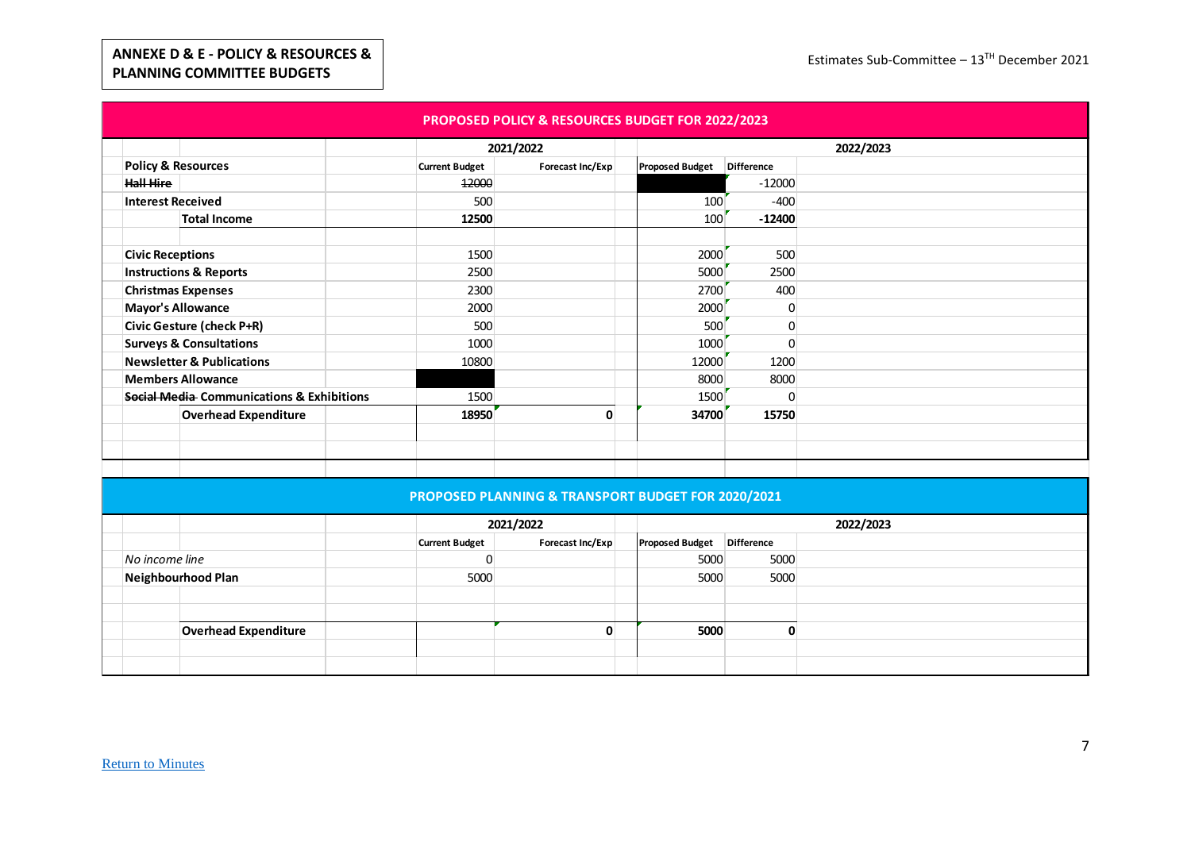**ANNEXE D & E - POLICY & RESOURCES & PLANNING COMMITTEE BUDGETS**

Estimates Sub-Committee – 13TH December 2021

## PROPOSED POLICY & RESOURCES BUDGET FOR 2022/2023

| | 2021/2022 | | 2022/2023 | |
|---|---|---|---|---|
| **Policy & Resources** | **Current Budget** | **Forecast Inc/Exp** | **Proposed Budget** | **Difference** |
| ~~**Hall Hire**~~ | ~~12000~~ | | | -12000 |
| **Interest Received** | 500 | | 100 | -400 |
| **Total Income** | **12500** | | 100 | **-12400** |
| | | | | |
| **Civic Receptions** | 1500 | | 2000 | 500 |
| **Instructions & Reports** | 2500 | | 5000 | 2500 |
| **Christmas Expenses** | 2300 | | 2700 | 400 |
| **Mayor's Allowance** | 2000 | | 2000 | 0 |
| **Civic Gesture (check P+R)** | 500 | | 500 | 0 |
| **Surveys & Consultations** | 1000 | | 1000 | 0 |
| **Newsletter & Publications** | 10800 | | 12000 | 1200 |
| **Members Allowance** | | | 8000 | 8000 |
| ~~**Social Media**~~ **Communications & Exhibitions** | 1500 | | 1500 | 0 |
| **Overhead Expenditure** | **18950** | **0** | **34700** | **15750** |

## PROPOSED PLANNING & TRANSPORT BUDGET FOR 2020/2021

| | 2021/2022 | | 2022/2023 | |
|---|---|---|---|---|
| | **Current Budget** | **Forecast Inc/Exp** | **Proposed Budget** | **Difference** |
| *No income line* | 0 | | 5000 | 5000 |
| **Neighbourhood Plan** | 5000 | | 5000 | 5000 |
| | | | | |
| **Overhead Expenditure** | | **0** | **5000** | **0** |

Return to Minutes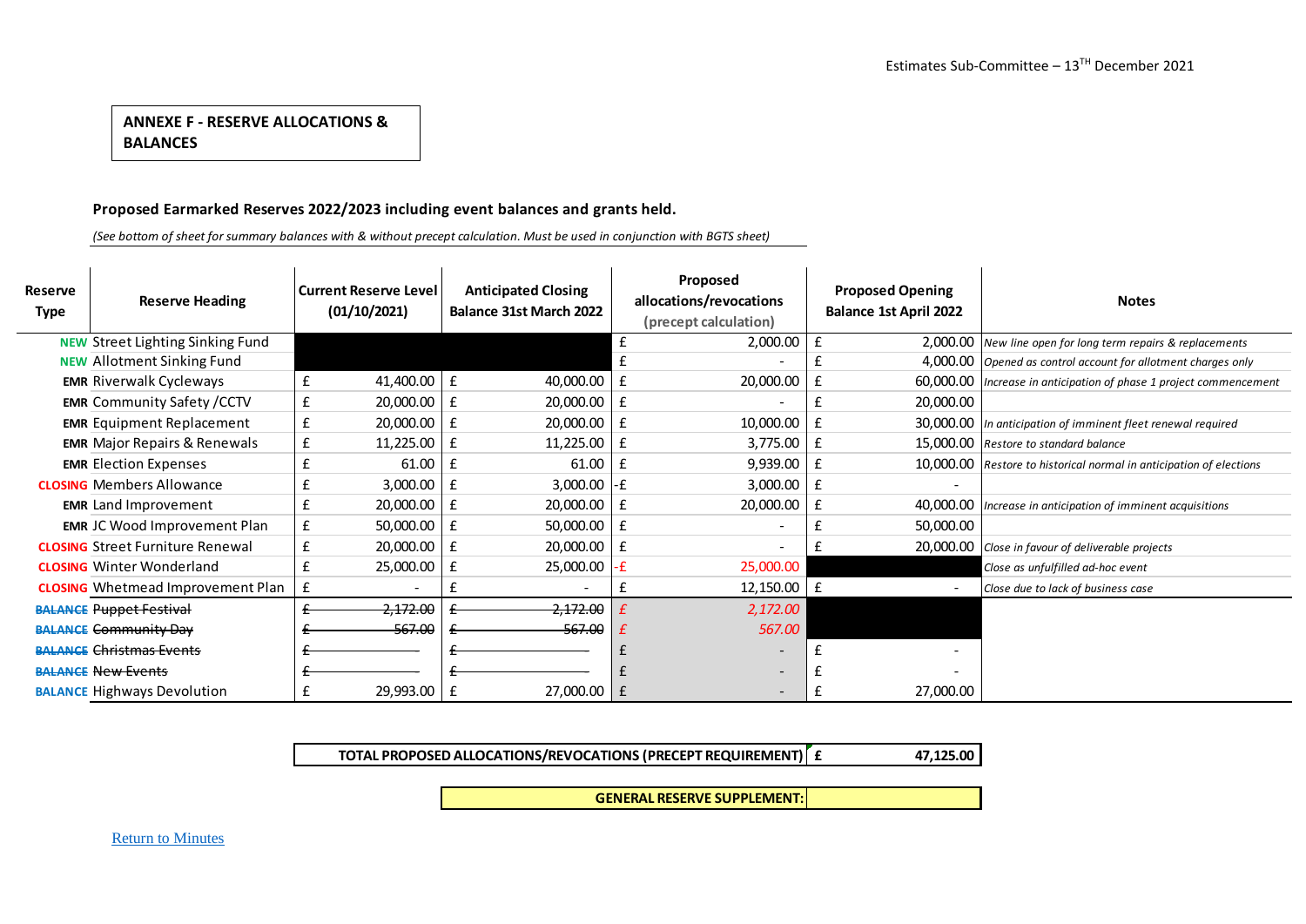**ANNEXE F - RESERVE ALLOCATIONS & BALANCES**

## Proposed Earmarked Reserves 2022/2023 including event balances and grants held.

*(See bottom of sheet for summary balances with & without precept calculation. Must be used in conjunction with BGTS sheet)*

| Reserve Type | Reserve Heading | Current Reserve Level (01/10/2021) | Anticipated Closing Balance 31st March 2022 | Proposed allocations/revocations (precept calculation) | Proposed Opening Balance 1st April 2022 | Notes |
|---|---|---|---|---|---|---|
| NEW | Street Lighting Sinking Fund | | | £ 2,000.00 | £ 2,000.00 | *New line open for long term repairs & replacements* |
| NEW | Allotment Sinking Fund | | | £ - | £ 4,000.00 | *Opened as control account for allotment charges only* |
| EMR | Riverwalk Cycleways | £ 41,400.00 | £ 40,000.00 | £ 20,000.00 | £ 60,000.00 | *Increase in anticipation of phase 1 project commencement* |
| EMR | Community Safety /CCTV | £ 20,000.00 | £ 20,000.00 | £ - | £ 20,000.00 | |
| EMR | Equipment Replacement | £ 20,000.00 | £ 20,000.00 | £ 10,000.00 | £ 30,000.00 | *In anticipation of imminent fleet renewal required* |
| EMR | Major Repairs & Renewals | £ 11,225.00 | £ 11,225.00 | £ 3,775.00 | £ 15,000.00 | *Restore to standard balance* |
| EMR | Election Expenses | £ 61.00 | £ 61.00 | £ 9,939.00 | £ 10,000.00 | *Restore to historical normal in anticipation of elections* |
| CLOSING | Members Allowance | £ 3,000.00 | £ 3,000.00 | -£ 3,000.00 | £ - | |
| EMR | Land Improvement | £ 20,000.00 | £ 20,000.00 | £ 20,000.00 | £ 40,000.00 | *Increase in anticipation of imminent acquisitions* |
| EMR | JC Wood Improvement Plan | £ 50,000.00 | £ 50,000.00 | £ - | £ 50,000.00 | |
| CLOSING | Street Furniture Renewal | £ 20,000.00 | £ 20,000.00 | £ - | £ 20,000.00 | *Close in favour of deliverable projects* |
| CLOSING | Winter Wonderland | £ 25,000.00 | £ 25,000.00 | -£ 25,000.00 | | *Close as unfulfilled ad-hoc event* |
| CLOSING | Whetmead Improvement Plan | £ - | £ - | £ 12,150.00 | £ - | *Close due to lack of business case* |
| ~~BALANCE~~ | ~~Puppet Festival~~ | ~~£ 2,172.00~~ | ~~£ 2,172.00~~ | *£ 2,172.00* | | |
| ~~BALANCE~~ | ~~Community Day~~ | ~~£ 567.00~~ | ~~£ 567.00~~ | *£ 567.00* | | |
| ~~BALANCE~~ | ~~Christmas Events~~ | ~~£~~ | ~~£~~ | £ - | £ - | |
| ~~BALANCE~~ | ~~New Events~~ | ~~£~~ | ~~£~~ | £ - | £ - | |
| BALANCE | Highways Devolution | £ 29,993.00 | £ 27,000.00 | £ - | £ 27,000.00 | |

| | |
|---|---|
| **TOTAL PROPOSED ALLOCATIONS/REVOCATIONS (PRECEPT REQUIREMENT)** | **£ 47,125.00** |
| **GENERAL RESERVE SUPPLEMENT:** | |

Return to Minutes